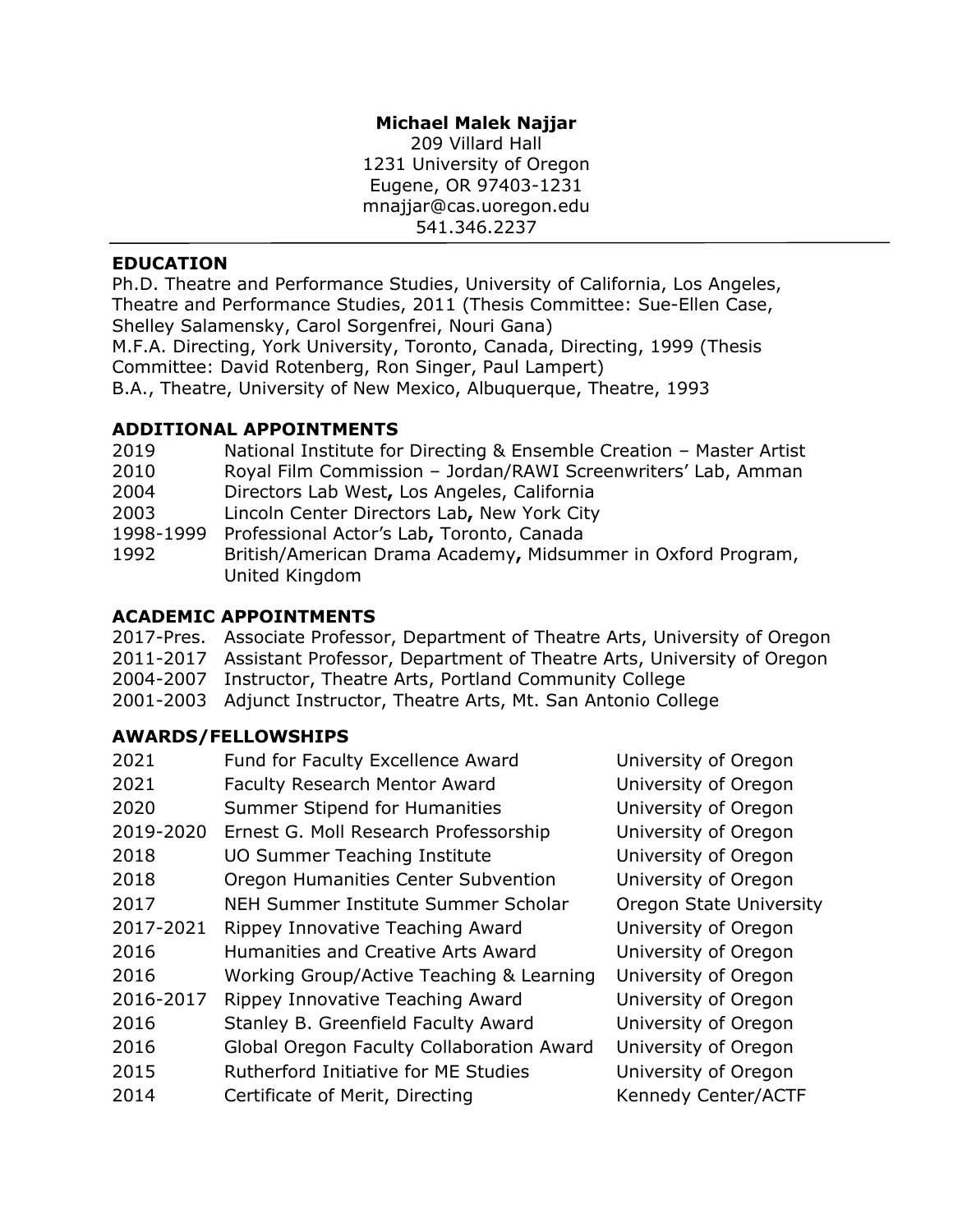**Michael Malek Najjar**
209 Villard Hall
1231 University of Oregon
Eugene, OR 97403-1231
mnajjar@cas.uoregon.edu
541.346.2237

---

## EDUCATION

Ph.D. Theatre and Performance Studies, University of California, Los Angeles, Theatre and Performance Studies, 2011 (Thesis Committee: Sue-Ellen Case, Shelley Salamensky, Carol Sorgenfrei, Nouri Gana)
M.F.A. Directing, York University, Toronto, Canada, Directing, 1999 (Thesis Committee: David Rotenberg, Ron Singer, Paul Lampert)
B.A., Theatre, University of New Mexico, Albuquerque, Theatre, 1993

## ADDITIONAL APPOINTMENTS

| | |
|---|---|
| 2019 | National Institute for Directing & Ensemble Creation – Master Artist |
| 2010 | Royal Film Commission – Jordan/RAWI Screenwriters' Lab, Amman |
| 2004 | Directors Lab West**,** Los Angeles, California |
| 2003 | Lincoln Center Directors Lab**,** New York City |
| 1998-1999 | Professional Actor's Lab**,** Toronto, Canada |
| 1992 | British/American Drama Academy**,** Midsummer in Oxford Program, United Kingdom |

## ACADEMIC APPOINTMENTS

| | |
|---|---|
| 2017-Pres. | Associate Professor, Department of Theatre Arts, University of Oregon |
| 2011-2017 | Assistant Professor, Department of Theatre Arts, University of Oregon |
| 2004-2007 | Instructor, Theatre Arts, Portland Community College |
| 2001-2003 | Adjunct Instructor, Theatre Arts, Mt. San Antonio College |

## AWARDS/FELLOWSHIPS

| | | |
|---|---|---|
| 2021 | Fund for Faculty Excellence Award | University of Oregon |
| 2021 | Faculty Research Mentor Award | University of Oregon |
| 2020 | Summer Stipend for Humanities | University of Oregon |
| 2019-2020 | Ernest G. Moll Research Professorship | University of Oregon |
| 2018 | UO Summer Teaching Institute | University of Oregon |
| 2018 | Oregon Humanities Center Subvention | University of Oregon |
| 2017 | NEH Summer Institute Summer Scholar | Oregon State University |
| 2017-2021 | Rippey Innovative Teaching Award | University of Oregon |
| 2016 | Humanities and Creative Arts Award | University of Oregon |
| 2016 | Working Group/Active Teaching & Learning | University of Oregon |
| 2016-2017 | Rippey Innovative Teaching Award | University of Oregon |
| 2016 | Stanley B. Greenfield Faculty Award | University of Oregon |
| 2016 | Global Oregon Faculty Collaboration Award | University of Oregon |
| 2015 | Rutherford Initiative for ME Studies | University of Oregon |
| 2014 | Certificate of Merit, Directing | Kennedy Center/ACTF |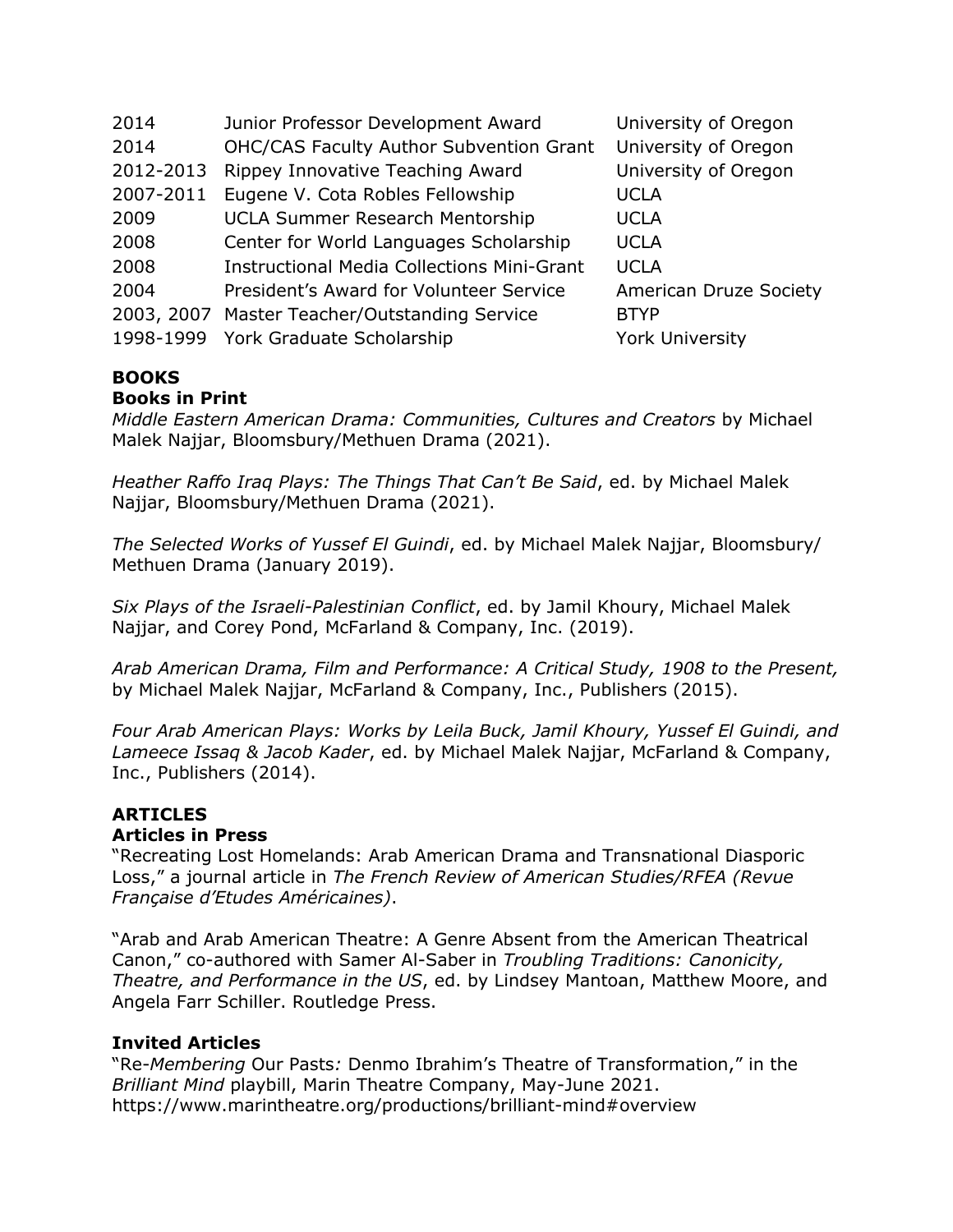| | | |
|---|---|---|
| 2014 | Junior Professor Development Award | University of Oregon |
| 2014 | OHC/CAS Faculty Author Subvention Grant | University of Oregon |
| 2012-2013 | Rippey Innovative Teaching Award | University of Oregon |
| 2007-2011 | Eugene V. Cota Robles Fellowship | UCLA |
| 2009 | UCLA Summer Research Mentorship | UCLA |
| 2008 | Center for World Languages Scholarship | UCLA |
| 2008 | Instructional Media Collections Mini-Grant | UCLA |
| 2004 | President's Award for Volunteer Service | American Druze Society |
| 2003, 2007 | Master Teacher/Outstanding Service | BTYP |
| 1998-1999 | York Graduate Scholarship | York University |

## BOOKS

### Books in Print

*Middle Eastern American Drama: Communities, Cultures and Creators* by Michael Malek Najjar, Bloomsbury/Methuen Drama (2021).

*Heather Raffo Iraq Plays: The Things That Can't Be Said*, ed. by Michael Malek Najjar, Bloomsbury/Methuen Drama (2021).

*The Selected Works of Yussef El Guindi*, ed. by Michael Malek Najjar, Bloomsbury/ Methuen Drama (January 2019).

*Six Plays of the Israeli-Palestinian Conflict*, ed. by Jamil Khoury, Michael Malek Najjar, and Corey Pond, McFarland & Company, Inc. (2019).

*Arab American Drama, Film and Performance: A Critical Study, 1908 to the Present,* by Michael Malek Najjar, McFarland & Company, Inc., Publishers (2015).

*Four Arab American Plays: Works by Leila Buck, Jamil Khoury, Yussef El Guindi, and Lameece Issaq & Jacob Kader*, ed. by Michael Malek Najjar, McFarland & Company, Inc., Publishers (2014).

## ARTICLES

### Articles in Press

"Recreating Lost Homelands: Arab American Drama and Transnational Diasporic Loss," a journal article in *The French Review of American Studies/RFEA (Revue Française d'Etudes Américaines)*.

"Arab and Arab American Theatre: A Genre Absent from the American Theatrical Canon," co-authored with Samer Al-Saber in *Troubling Traditions: Canonicity, Theatre, and Performance in the US*, ed. by Lindsey Mantoan, Matthew Moore, and Angela Farr Schiller. Routledge Press.

### Invited Articles

"Re-*Membering* Our Pasts*:* Denmo Ibrahim's Theatre of Transformation," in the *Brilliant Mind* playbill, Marin Theatre Company, May-June 2021. https://www.marintheatre.org/productions/brilliant-mind#overview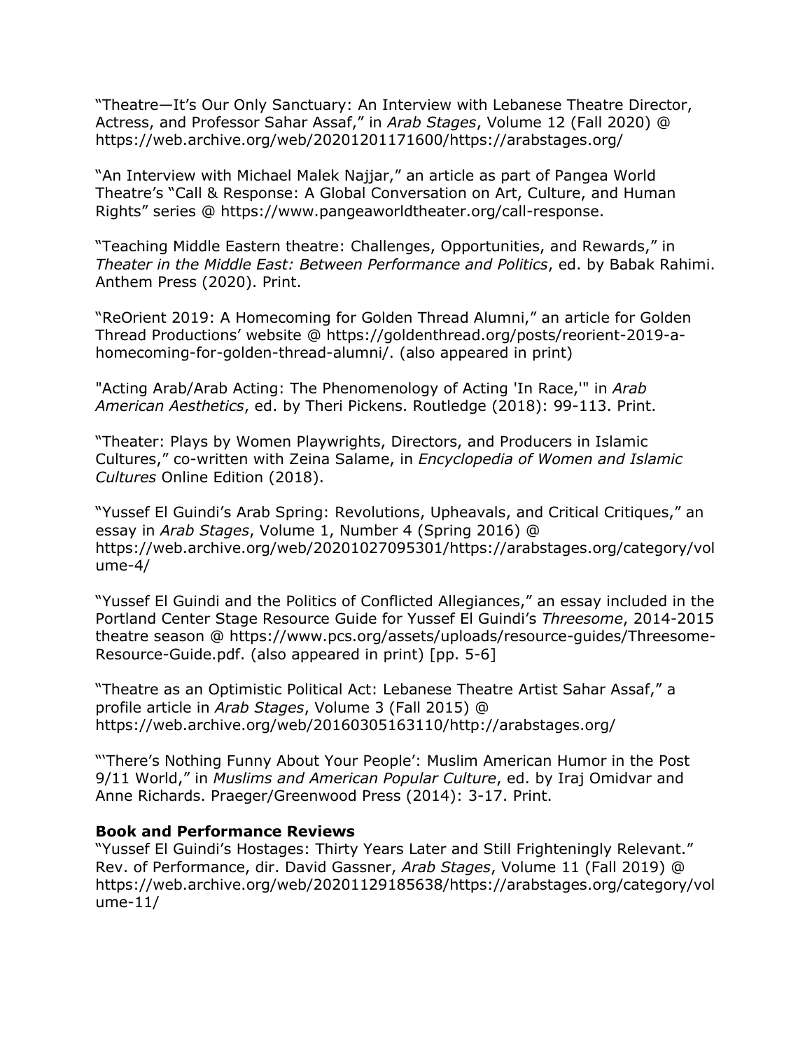"Theatre—It's Our Only Sanctuary: An Interview with Lebanese Theatre Director, Actress, and Professor Sahar Assaf," in *Arab Stages*, Volume 12 (Fall 2020) @ https://web.archive.org/web/20201201171600/https://arabstages.org/

"An Interview with Michael Malek Najjar," an article as part of Pangea World Theatre's "Call & Response: A Global Conversation on Art, Culture, and Human Rights" series @ https://www.pangeaworldtheater.org/call-response.

"Teaching Middle Eastern theatre: Challenges, Opportunities, and Rewards," in *Theater in the Middle East: Between Performance and Politics*, ed. by Babak Rahimi. Anthem Press (2020). Print.

"ReOrient 2019: A Homecoming for Golden Thread Alumni," an article for Golden Thread Productions' website @ https://goldenthread.org/posts/reorient-2019-a-homecoming-for-golden-thread-alumni/. (also appeared in print)

"Acting Arab/Arab Acting: The Phenomenology of Acting 'In Race,'" in *Arab American Aesthetics*, ed. by Theri Pickens. Routledge (2018): 99-113. Print.

"Theater: Plays by Women Playwrights, Directors, and Producers in Islamic Cultures," co-written with Zeina Salame, in *Encyclopedia of Women and Islamic Cultures* Online Edition (2018).

"Yussef El Guindi's Arab Spring: Revolutions, Upheavals, and Critical Critiques," an essay in *Arab Stages*, Volume 1, Number 4 (Spring 2016) @ https://web.archive.org/web/20201027095301/https://arabstages.org/category/volume-4/

"Yussef El Guindi and the Politics of Conflicted Allegiances," an essay included in the Portland Center Stage Resource Guide for Yussef El Guindi's *Threesome*, 2014-2015 theatre season @ https://www.pcs.org/assets/uploads/resource-guides/Threesome-Resource-Guide.pdf. (also appeared in print) [pp. 5-6]

"Theatre as an Optimistic Political Act: Lebanese Theatre Artist Sahar Assaf," a profile article in *Arab Stages*, Volume 3 (Fall 2015) @ https://web.archive.org/web/20160305163110/http://arabstages.org/

"'There's Nothing Funny About Your People': Muslim American Humor in the Post 9/11 World," in *Muslims and American Popular Culture*, ed. by Iraj Omidvar and Anne Richards. Praeger/Greenwood Press (2014): 3-17. Print.

**Book and Performance Reviews**

"Yussef El Guindi's Hostages: Thirty Years Later and Still Frighteningly Relevant." Rev. of Performance, dir. David Gassner, *Arab Stages*, Volume 11 (Fall 2019) @ https://web.archive.org/web/20201129185638/https://arabstages.org/category/volume-11/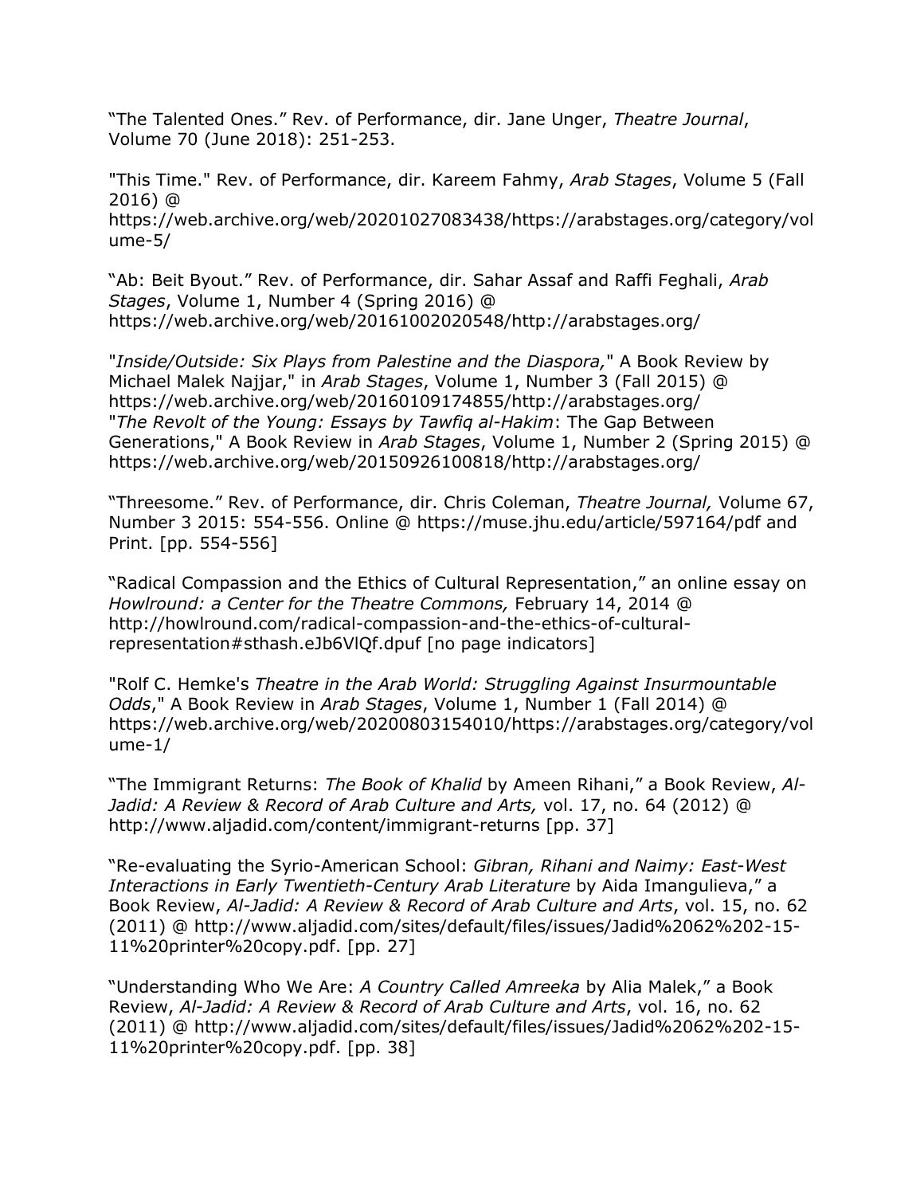“The Talented Ones.” Rev. of Performance, dir. Jane Unger, *Theatre Journal*, Volume 70 (June 2018): 251-253.

"This Time." Rev. of Performance, dir. Kareem Fahmy, *Arab Stages*, Volume 5 (Fall 2016) @ https://web.archive.org/web/20201027083438/https://arabstages.org/category/volume-5/

“Ab: Beit Byout.” Rev. of Performance, dir. Sahar Assaf and Raffi Feghali, *Arab Stages*, Volume 1, Number 4 (Spring 2016) @ https://web.archive.org/web/20161002020548/http://arabstages.org/

"*Inside/Outside: Six Plays from Palestine and the Diaspora,*" A Book Review by Michael Malek Najjar," in *Arab Stages*, Volume 1, Number 3 (Fall 2015) @ https://web.archive.org/web/20160109174855/http://arabstages.org/
"*The Revolt of the Young: Essays by Tawfiq al-Hakim*: The Gap Between Generations," A Book Review in *Arab Stages*, Volume 1, Number 2 (Spring 2015) @ https://web.archive.org/web/20150926100818/http://arabstages.org/

“Threesome.” Rev. of Performance, dir. Chris Coleman, *Theatre Journal,* Volume 67, Number 3 2015: 554-556. Online @ https://muse.jhu.edu/article/597164/pdf and Print. [pp. 554-556]

“Radical Compassion and the Ethics of Cultural Representation,” an online essay on *Howlround: a Center for the Theatre Commons,* February 14, 2014 @ http://howlround.com/radical-compassion-and-the-ethics-of-cultural-representation#sthash.eJb6VlQf.dpuf [no page indicators]

"Rolf C. Hemke's *Theatre in the Arab World: Struggling Against Insurmountable Odds*," A Book Review in *Arab Stages*, Volume 1, Number 1 (Fall 2014) @ https://web.archive.org/web/20200803154010/https://arabstages.org/category/volume-1/

“The Immigrant Returns: *The Book of Khalid* by Ameen Rihani,” a Book Review, *Al-Jadid: A Review & Record of Arab Culture and Arts,* vol. 17, no. 64 (2012) @ http://www.aljadid.com/content/immigrant-returns [pp. 37]

“Re-evaluating the Syrio-American School: *Gibran, Rihani and Naimy: East-West Interactions in Early Twentieth-Century Arab Literature* by Aida Imangulieva,” a Book Review, *Al-Jadid: A Review & Record of Arab Culture and Arts*, vol. 15, no. 62 (2011) @ http://www.aljadid.com/sites/default/files/issues/Jadid%2062%202-15-11%20printer%20copy.pdf. [pp. 27]

“Understanding Who We Are: *A Country Called Amreeka* by Alia Malek,” a Book Review, *Al-Jadid: A Review & Record of Arab Culture and Arts*, vol. 16, no. 62 (2011) @ http://www.aljadid.com/sites/default/files/issues/Jadid%2062%202-15-11%20printer%20copy.pdf. [pp. 38]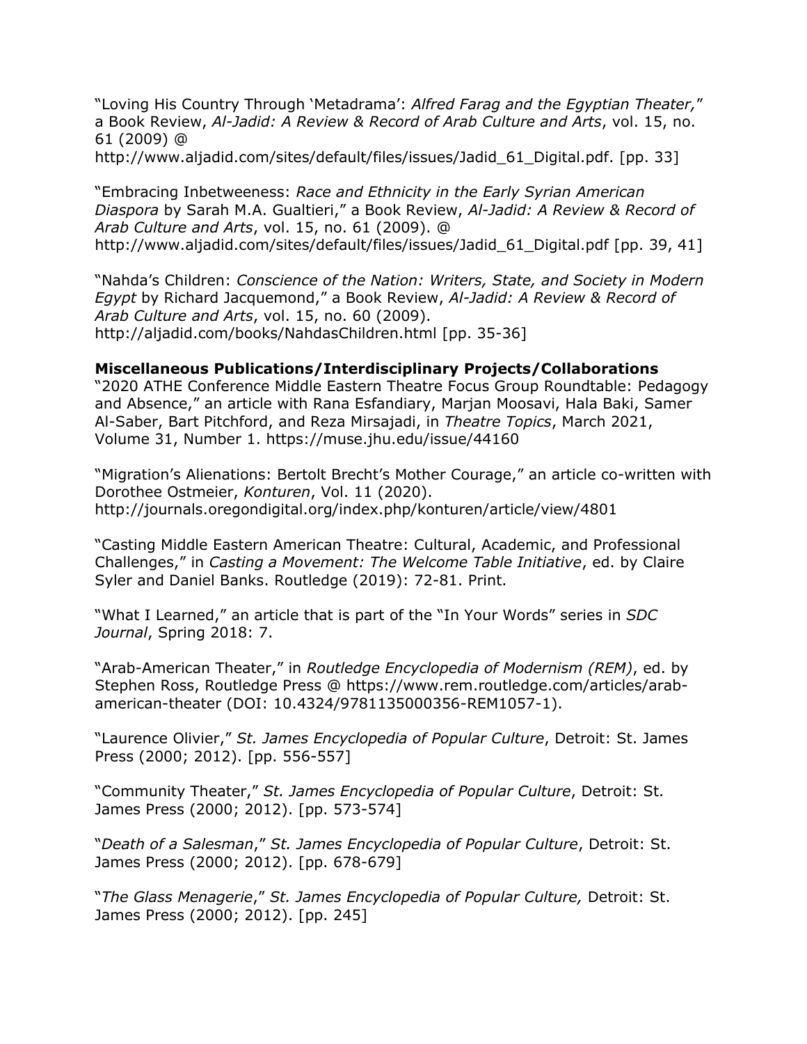"Loving His Country Through 'Metadrama': *Alfred Farag and the Egyptian Theater,*" a Book Review, *Al-Jadid: A Review & Record of Arab Culture and Arts*, vol. 15, no. 61 (2009) @ http://www.aljadid.com/sites/default/files/issues/Jadid_61_Digital.pdf. [pp. 33]

"Embracing Inbetweeness: *Race and Ethnicity in the Early Syrian American Diaspora* by Sarah M.A. Gualtieri," a Book Review, *Al-Jadid: A Review & Record of Arab Culture and Arts*, vol. 15, no. 61 (2009). @ http://www.aljadid.com/sites/default/files/issues/Jadid_61_Digital.pdf [pp. 39, 41]

"Nahda's Children: *Conscience of the Nation: Writers, State, and Society in Modern Egypt* by Richard Jacquemond," a Book Review, *Al-Jadid: A Review & Record of Arab Culture and Arts*, vol. 15, no. 60 (2009). http://aljadid.com/books/NahdasChildren.html [pp. 35-36]

**Miscellaneous Publications/Interdisciplinary Projects/Collaborations**

"2020 ATHE Conference Middle Eastern Theatre Focus Group Roundtable: Pedagogy and Absence," an article with Rana Esfandiary, Marjan Moosavi, Hala Baki, Samer Al-Saber, Bart Pitchford, and Reza Mirsajadi, in *Theatre Topics*, March 2021, Volume 31, Number 1. https://muse.jhu.edu/issue/44160

"Migration's Alienations: Bertolt Brecht's Mother Courage," an article co-written with Dorothee Ostmeier, *Konturen*, Vol. 11 (2020). http://journals.oregondigital.org/index.php/konturen/article/view/4801

"Casting Middle Eastern American Theatre: Cultural, Academic, and Professional Challenges," in *Casting a Movement: The Welcome Table Initiative*, ed. by Claire Syler and Daniel Banks. Routledge (2019): 72-81. Print.

"What I Learned," an article that is part of the "In Your Words" series in *SDC Journal*, Spring 2018: 7.

"Arab-American Theater," in *Routledge Encyclopedia of Modernism (REM)*, ed. by Stephen Ross, Routledge Press @ https://www.rem.routledge.com/articles/arab-american-theater (DOI: 10.4324/9781135000356-REM1057-1).

"Laurence Olivier," *St. James Encyclopedia of Popular Culture*, Detroit: St. James Press (2000; 2012). [pp. 556-557]

"Community Theater," *St. James Encyclopedia of Popular Culture*, Detroit: St. James Press (2000; 2012). [pp. 573-574]

"*Death of a Salesman*," *St. James Encyclopedia of Popular Culture*, Detroit: St. James Press (2000; 2012). [pp. 678-679]

"*The Glass Menagerie*," *St. James Encyclopedia of Popular Culture,* Detroit: St. James Press (2000; 2012). [pp. 245]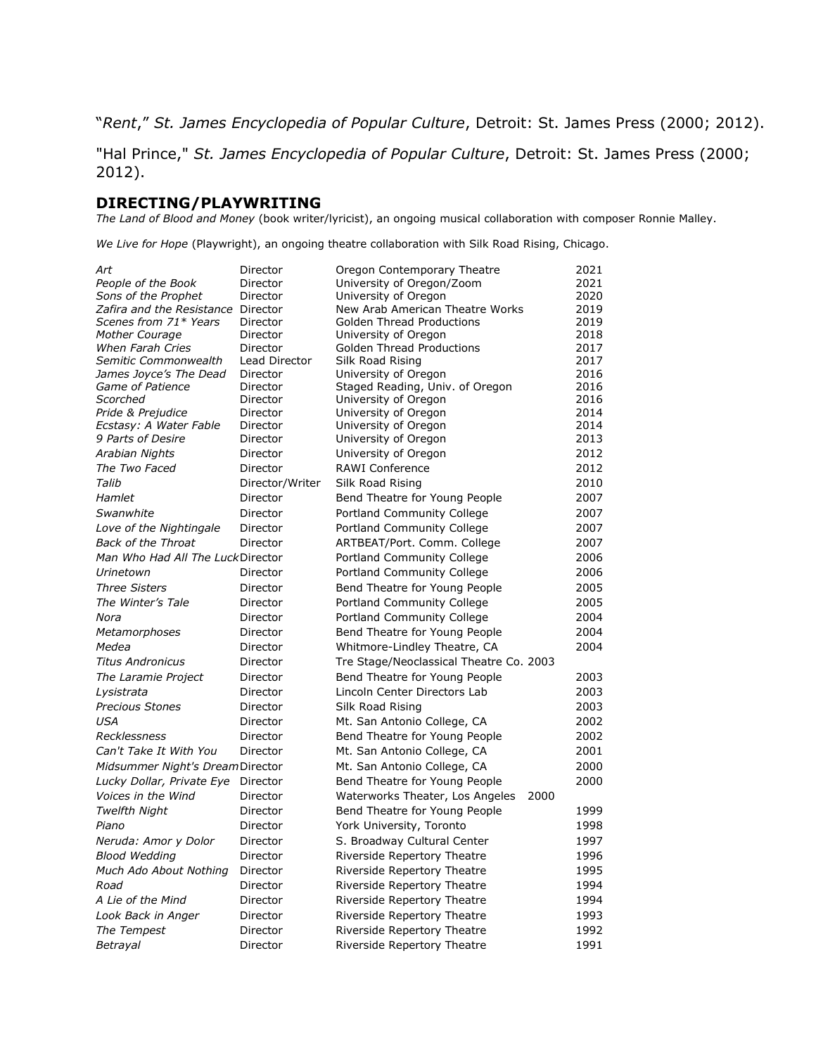"*Rent*," *St. James Encyclopedia of Popular Culture*, Detroit: St. James Press (2000; 2012).

"Hal Prince," *St. James Encyclopedia of Popular Culture*, Detroit: St. James Press (2000; 2012).

## DIRECTING/PLAYWRITING

*The Land of Blood and Money* (book writer/lyricist), an ongoing musical collaboration with composer Ronnie Malley.

*We Live for Hope* (Playwright), an ongoing theatre collaboration with Silk Road Rising, Chicago.

| | | | |
|---|---|---|---|
| *Art* | Director | Oregon Contemporary Theatre | 2021 |
| *People of the Book* | Director | University of Oregon/Zoom | 2021 |
| *Sons of the Prophet* | Director | University of Oregon | 2020 |
| *Zafira and the Resistance* | Director | New Arab American Theatre Works | 2019 |
| *Scenes from 71* Years* | Director | Golden Thread Productions | 2019 |
| *Mother Courage* | Director | University of Oregon | 2018 |
| *When Farah Cries* | Director | Golden Thread Productions | 2017 |
| *Semitic Commonwealth* | Lead Director | Silk Road Rising | 2017 |
| *James Joyce's The Dead* | Director | University of Oregon | 2016 |
| *Game of Patience* | Director | Staged Reading, Univ. of Oregon | 2016 |
| *Scorched* | Director | University of Oregon | 2016 |
| *Pride & Prejudice* | Director | University of Oregon | 2014 |
| *Ecstasy: A Water Fable* | Director | University of Oregon | 2014 |
| *9 Parts of Desire* | Director | University of Oregon | 2013 |
| *Arabian Nights* | Director | University of Oregon | 2012 |
| *The Two Faced* | Director | RAWI Conference | 2012 |
| *Talib* | Director/Writer | Silk Road Rising | 2010 |
| *Hamlet* | Director | Bend Theatre for Young People | 2007 |
| *Swanwhite* | Director | Portland Community College | 2007 |
| *Love of the Nightingale* | Director | Portland Community College | 2007 |
| *Back of the Throat* | Director | ARTBEAT/Port. Comm. College | 2007 |
| *Man Who Had All The Luck* | Director | Portland Community College | 2006 |
| *Urinetown* | Director | Portland Community College | 2006 |
| *Three Sisters* | Director | Bend Theatre for Young People | 2005 |
| *The Winter's Tale* | Director | Portland Community College | 2005 |
| *Nora* | Director | Portland Community College | 2004 |
| *Metamorphoses* | Director | Bend Theatre for Young People | 2004 |
| *Medea* | Director | Whitmore-Lindley Theatre, CA | 2004 |
| *Titus Andronicus* | Director | Tre Stage/Neoclassical Theatre Co. | 2003 |
| *The Laramie Project* | Director | Bend Theatre for Young People | 2003 |
| *Lysistrata* | Director | Lincoln Center Directors Lab | 2003 |
| *Precious Stones* | Director | Silk Road Rising | 2003 |
| *USA* | Director | Mt. San Antonio College, CA | 2002 |
| *Recklessness* | Director | Bend Theatre for Young People | 2002 |
| *Can't Take It With You* | Director | Mt. San Antonio College, CA | 2001 |
| *Midsummer Night's Dream* | Director | Mt. San Antonio College, CA | 2000 |
| *Lucky Dollar, Private Eye* | Director | Bend Theatre for Young People | 2000 |
| *Voices in the Wind* | Director | Waterworks Theater, Los Angeles | 2000 |
| *Twelfth Night* | Director | Bend Theatre for Young People | 1999 |
| *Piano* | Director | York University, Toronto | 1998 |
| *Neruda: Amor y Dolor* | Director | S. Broadway Cultural Center | 1997 |
| *Blood Wedding* | Director | Riverside Repertory Theatre | 1996 |
| *Much Ado About Nothing* | Director | Riverside Repertory Theatre | 1995 |
| *Road* | Director | Riverside Repertory Theatre | 1994 |
| *A Lie of the Mind* | Director | Riverside Repertory Theatre | 1994 |
| *Look Back in Anger* | Director | Riverside Repertory Theatre | 1993 |
| *The Tempest* | Director | Riverside Repertory Theatre | 1992 |
| *Betrayal* | Director | Riverside Repertory Theatre | 1991 |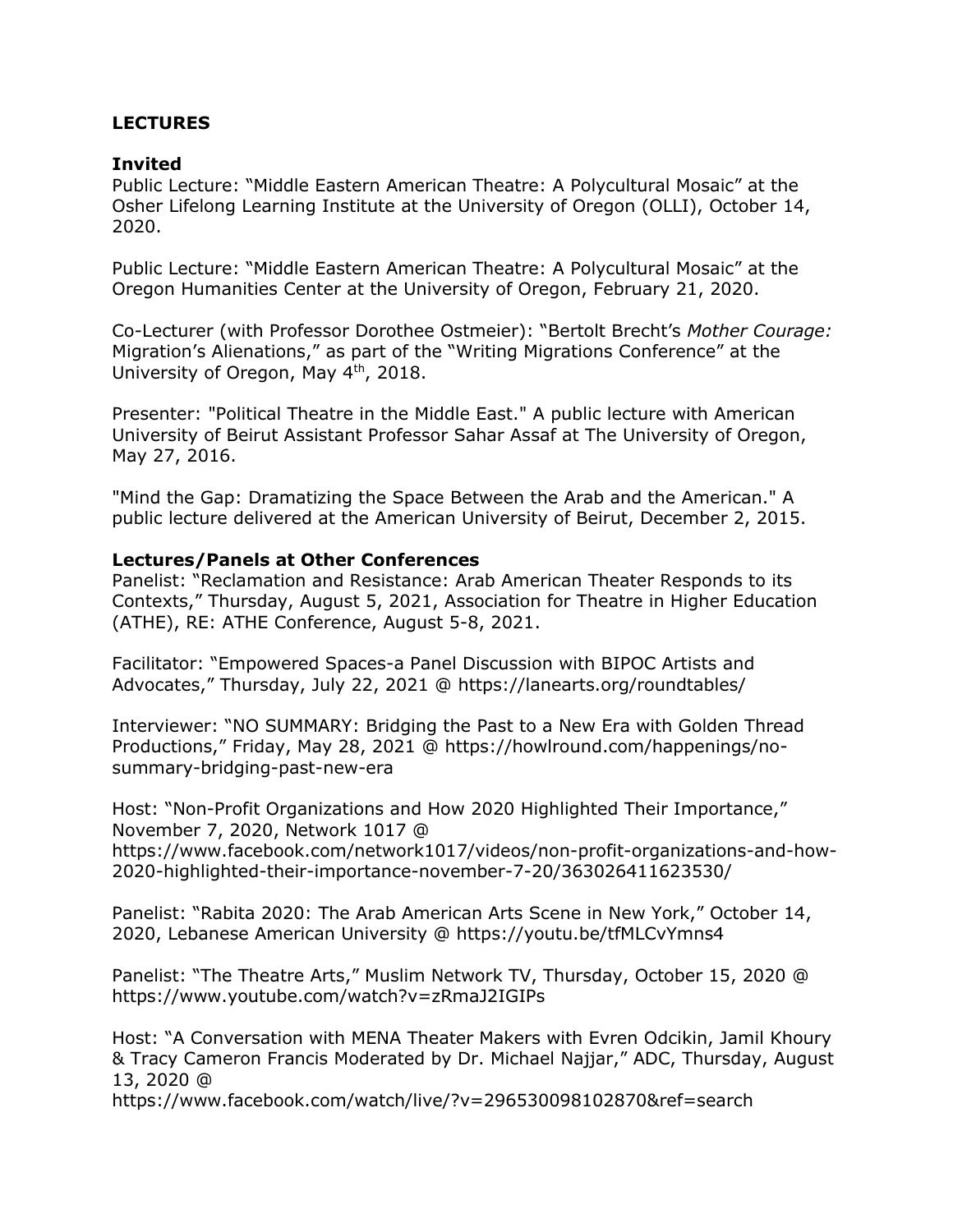# LECTURES

## Invited

Public Lecture: "Middle Eastern American Theatre: A Polycultural Mosaic" at the Osher Lifelong Learning Institute at the University of Oregon (OLLI), October 14, 2020.

Public Lecture: "Middle Eastern American Theatre: A Polycultural Mosaic" at the Oregon Humanities Center at the University of Oregon, February 21, 2020.

Co-Lecturer (with Professor Dorothee Ostmeier): "Bertolt Brecht's *Mother Courage:* Migration's Alienations," as part of the "Writing Migrations Conference" at the University of Oregon, May 4th, 2018.

Presenter: "Political Theatre in the Middle East." A public lecture with American University of Beirut Assistant Professor Sahar Assaf at The University of Oregon, May 27, 2016.

"Mind the Gap: Dramatizing the Space Between the Arab and the American." A public lecture delivered at the American University of Beirut, December 2, 2015.

## Lectures/Panels at Other Conferences

Panelist: "Reclamation and Resistance: Arab American Theater Responds to its Contexts," Thursday, August 5, 2021, Association for Theatre in Higher Education (ATHE), RE: ATHE Conference, August 5-8, 2021.

Facilitator: "Empowered Spaces-a Panel Discussion with BIPOC Artists and Advocates," Thursday, July 22, 2021 @ https://lanearts.org/roundtables/

Interviewer: "NO SUMMARY: Bridging the Past to a New Era with Golden Thread Productions," Friday, May 28, 2021 @ https://howlround.com/happenings/no-summary-bridging-past-new-era

Host: "Non-Profit Organizations and How 2020 Highlighted Their Importance," November 7, 2020, Network 1017 @ https://www.facebook.com/network1017/videos/non-profit-organizations-and-how-2020-highlighted-their-importance-november-7-20/363026411623530/

Panelist: "Rabita 2020: The Arab American Arts Scene in New York," October 14, 2020, Lebanese American University @ https://youtu.be/tfMLCvYmns4

Panelist: "The Theatre Arts," Muslim Network TV, Thursday, October 15, 2020 @ https://www.youtube.com/watch?v=zRmaJ2IGIPs

Host: "A Conversation with MENA Theater Makers with Evren Odcikin, Jamil Khoury & Tracy Cameron Francis Moderated by Dr. Michael Najjar," ADC, Thursday, August 13, 2020 @ https://www.facebook.com/watch/live/?v=296530098102870&ref=search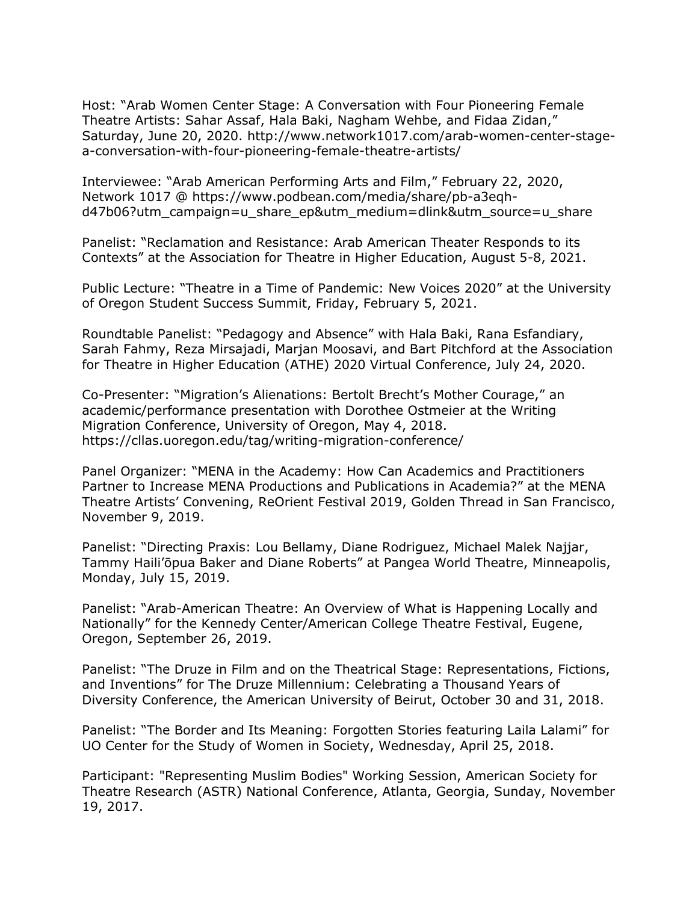Host: "Arab Women Center Stage: A Conversation with Four Pioneering Female Theatre Artists: Sahar Assaf, Hala Baki, Nagham Wehbe, and Fidaa Zidan," Saturday, June 20, 2020. http://www.network1017.com/arab-women-center-stage-a-conversation-with-four-pioneering-female-theatre-artists/

Interviewee: "Arab American Performing Arts and Film," February 22, 2020, Network 1017 @ https://www.podbean.com/media/share/pb-a3eqh-d47b06?utm_campaign=u_share_ep&utm_medium=dlink&utm_source=u_share

Panelist: "Reclamation and Resistance: Arab American Theater Responds to its Contexts" at the Association for Theatre in Higher Education, August 5-8, 2021.

Public Lecture: "Theatre in a Time of Pandemic: New Voices 2020" at the University of Oregon Student Success Summit, Friday, February 5, 2021.

Roundtable Panelist: "Pedagogy and Absence" with Hala Baki, Rana Esfandiary, Sarah Fahmy, Reza Mirsajadi, Marjan Moosavi, and Bart Pitchford at the Association for Theatre in Higher Education (ATHE) 2020 Virtual Conference, July 24, 2020.

Co-Presenter: "Migration's Alienations: Bertolt Brecht's Mother Courage," an academic/performance presentation with Dorothee Ostmeier at the Writing Migration Conference, University of Oregon, May 4, 2018. https://cllas.uoregon.edu/tag/writing-migration-conference/

Panel Organizer: "MENA in the Academy: How Can Academics and Practitioners Partner to Increase MENA Productions and Publications in Academia?" at the MENA Theatre Artists' Convening, ReOrient Festival 2019, Golden Thread in San Francisco, November 9, 2019.

Panelist: "Directing Praxis: Lou Bellamy, Diane Rodriguez, Michael Malek Najjar, Tammy Haili'ōpua Baker and Diane Roberts" at Pangea World Theatre, Minneapolis, Monday, July 15, 2019.

Panelist: "Arab-American Theatre: An Overview of What is Happening Locally and Nationally" for the Kennedy Center/American College Theatre Festival, Eugene, Oregon, September 26, 2019.

Panelist: "The Druze in Film and on the Theatrical Stage: Representations, Fictions, and Inventions" for The Druze Millennium: Celebrating a Thousand Years of Diversity Conference, the American University of Beirut, October 30 and 31, 2018.

Panelist: "The Border and Its Meaning: Forgotten Stories featuring Laila Lalami" for UO Center for the Study of Women in Society, Wednesday, April 25, 2018.

Participant: "Representing Muslim Bodies" Working Session, American Society for Theatre Research (ASTR) National Conference, Atlanta, Georgia, Sunday, November 19, 2017.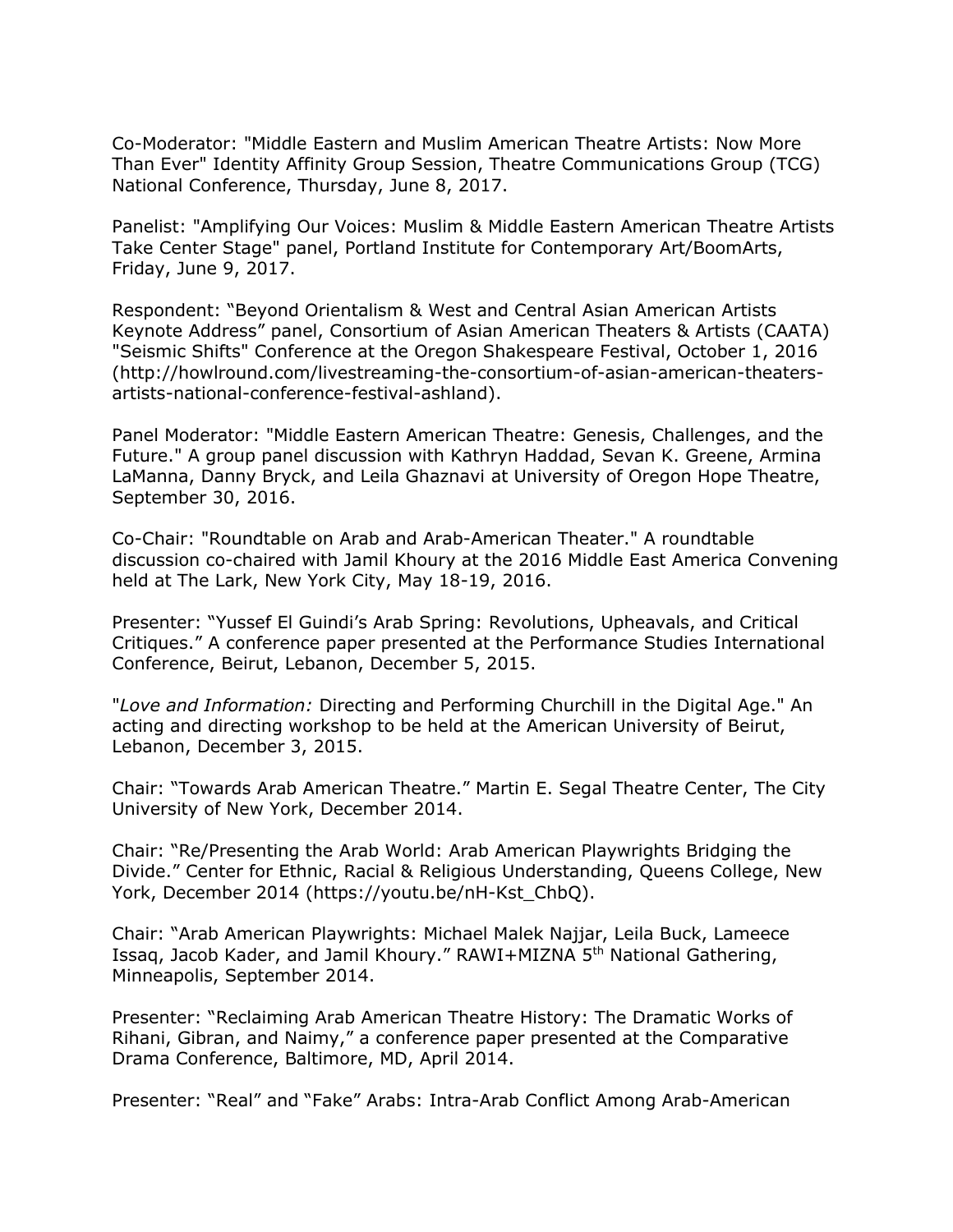Co-Moderator: "Middle Eastern and Muslim American Theatre Artists: Now More Than Ever" Identity Affinity Group Session, Theatre Communications Group (TCG) National Conference, Thursday, June 8, 2017.

Panelist: "Amplifying Our Voices: Muslim & Middle Eastern American Theatre Artists Take Center Stage" panel, Portland Institute for Contemporary Art/BoomArts, Friday, June 9, 2017.

Respondent: "Beyond Orientalism & West and Central Asian American Artists Keynote Address" panel, Consortium of Asian American Theaters & Artists (CAATA) "Seismic Shifts" Conference at the Oregon Shakespeare Festival, October 1, 2016 (http://howlround.com/livestreaming-the-consortium-of-asian-american-theaters-artists-national-conference-festival-ashland).

Panel Moderator: "Middle Eastern American Theatre: Genesis, Challenges, and the Future." A group panel discussion with Kathryn Haddad, Sevan K. Greene, Armina LaManna, Danny Bryck, and Leila Ghaznavi at University of Oregon Hope Theatre, September 30, 2016.

Co-Chair: "Roundtable on Arab and Arab-American Theater." A roundtable discussion co-chaired with Jamil Khoury at the 2016 Middle East America Convening held at The Lark, New York City, May 18-19, 2016.

Presenter: "Yussef El Guindi's Arab Spring: Revolutions, Upheavals, and Critical Critiques." A conference paper presented at the Performance Studies International Conference, Beirut, Lebanon, December 5, 2015.

"*Love and Information:* Directing and Performing Churchill in the Digital Age." An acting and directing workshop to be held at the American University of Beirut, Lebanon, December 3, 2015.

Chair: "Towards Arab American Theatre." Martin E. Segal Theatre Center, The City University of New York, December 2014.

Chair: "Re/Presenting the Arab World: Arab American Playwrights Bridging the Divide." Center for Ethnic, Racial & Religious Understanding, Queens College, New York, December 2014 (https://youtu.be/nH-Kst_ChbQ).

Chair: "Arab American Playwrights: Michael Malek Najjar, Leila Buck, Lameece Issaq, Jacob Kader, and Jamil Khoury." RAWI+MIZNA 5th National Gathering, Minneapolis, September 2014.

Presenter: "Reclaiming Arab American Theatre History: The Dramatic Works of Rihani, Gibran, and Naimy," a conference paper presented at the Comparative Drama Conference, Baltimore, MD, April 2014.

Presenter: "Real" and "Fake" Arabs: Intra-Arab Conflict Among Arab-American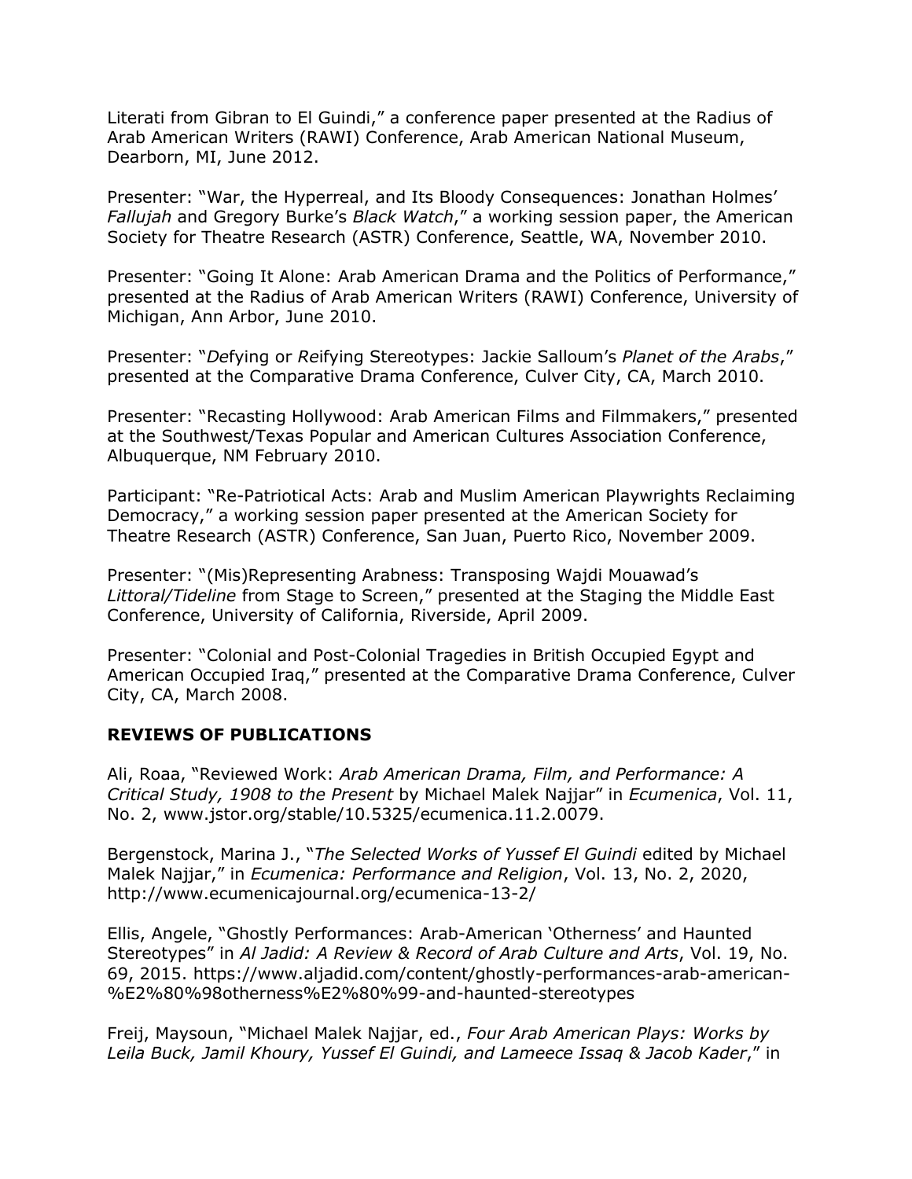Literati from Gibran to El Guindi," a conference paper presented at the Radius of Arab American Writers (RAWI) Conference, Arab American National Museum, Dearborn, MI, June 2012.

Presenter: "War, the Hyperreal, and Its Bloody Consequences: Jonathan Holmes' *Fallujah* and Gregory Burke's *Black Watch*," a working session paper, the American Society for Theatre Research (ASTR) Conference, Seattle, WA, November 2010.

Presenter: "Going It Alone: Arab American Drama and the Politics of Performance," presented at the Radius of Arab American Writers (RAWI) Conference, University of Michigan, Ann Arbor, June 2010.

Presenter: "*De*fying or *Re*ifying Stereotypes: Jackie Salloum's *Planet of the Arabs*," presented at the Comparative Drama Conference, Culver City, CA, March 2010.

Presenter: "Recasting Hollywood: Arab American Films and Filmmakers," presented at the Southwest/Texas Popular and American Cultures Association Conference, Albuquerque, NM February 2010.

Participant: "Re-Patriotical Acts: Arab and Muslim American Playwrights Reclaiming Democracy," a working session paper presented at the American Society for Theatre Research (ASTR) Conference, San Juan, Puerto Rico, November 2009.

Presenter: "(Mis)Representing Arabness: Transposing Wajdi Mouawad's *Littoral/Tideline* from Stage to Screen," presented at the Staging the Middle East Conference, University of California, Riverside, April 2009.

Presenter: "Colonial and Post-Colonial Tragedies in British Occupied Egypt and American Occupied Iraq," presented at the Comparative Drama Conference, Culver City, CA, March 2008.

## REVIEWS OF PUBLICATIONS

Ali, Roaa, "Reviewed Work: *Arab American Drama, Film, and Performance: A Critical Study, 1908 to the Present* by Michael Malek Najjar" in *Ecumenica*, Vol. 11, No. 2, www.jstor.org/stable/10.5325/ecumenica.11.2.0079.

Bergenstock, Marina J., "*The Selected Works of Yussef El Guindi* edited by Michael Malek Najjar," in *Ecumenica: Performance and Religion*, Vol. 13, No. 2, 2020, http://www.ecumenicajournal.org/ecumenica-13-2/

Ellis, Angele, "Ghostly Performances: Arab-American 'Otherness' and Haunted Stereotypes" in *Al Jadid: A Review & Record of Arab Culture and Arts*, Vol. 19, No. 69, 2015. https://www.aljadid.com/content/ghostly-performances-arab-american-%E2%80%98otherness%E2%80%99-and-haunted-stereotypes

Freij, Maysoun, "Michael Malek Najjar, ed., *Four Arab American Plays: Works by Leila Buck, Jamil Khoury, Yussef El Guindi, and Lameece Issaq & Jacob Kader*," in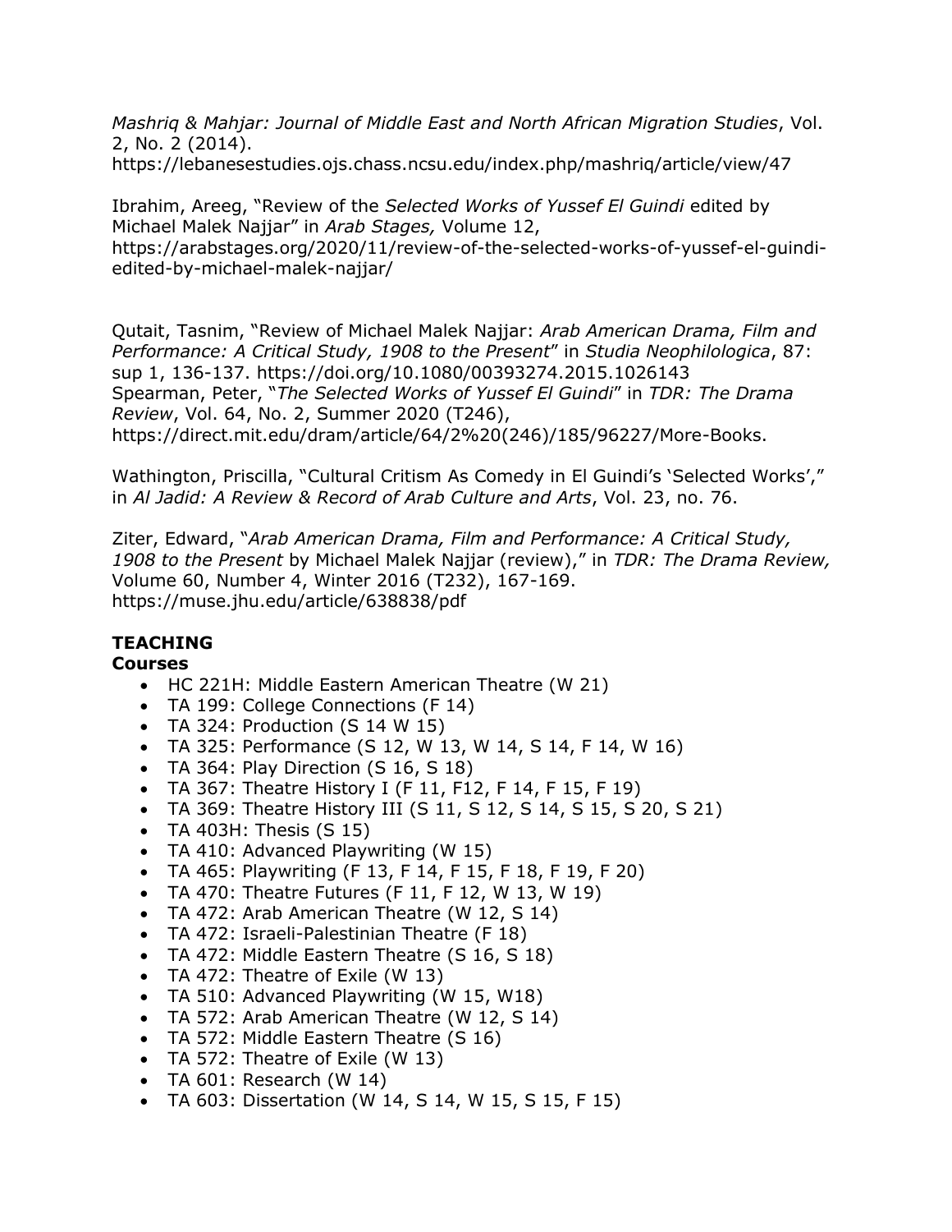*Mashriq & Mahjar: Journal of Middle East and North African Migration Studies*, Vol. 2, No. 2 (2014). https://lebanesestudies.ojs.chass.ncsu.edu/index.php/mashriq/article/view/47

Ibrahim, Areeg, "Review of the *Selected Works of Yussef El Guindi* edited by Michael Malek Najjar" in *Arab Stages,* Volume 12, https://arabstages.org/2020/11/review-of-the-selected-works-of-yussef-el-guindi-edited-by-michael-malek-najjar/

Qutait, Tasnim, "Review of Michael Malek Najjar: *Arab American Drama, Film and Performance: A Critical Study, 1908 to the Present*" in *Studia Neophilologica*, 87: sup 1, 136-137. https://doi.org/10.1080/00393274.2015.1026143
Spearman, Peter, "*The Selected Works of Yussef El Guindi*" in *TDR: The Drama Review*, Vol. 64, No. 2, Summer 2020 (T246), https://direct.mit.edu/dram/article/64/2%20(246)/185/96227/More-Books.

Wathington, Priscilla, "Cultural Critism As Comedy in El Guindi's 'Selected Works'," in *Al Jadid: A Review & Record of Arab Culture and Arts*, Vol. 23, no. 76.

Ziter, Edward, "*Arab American Drama, Film and Performance: A Critical Study, 1908 to the Present* by Michael Malek Najjar (review)," in *TDR: The Drama Review,* Volume 60, Number 4, Winter 2016 (T232), 167-169. https://muse.jhu.edu/article/638838/pdf

## TEACHING

### Courses

- HC 221H: Middle Eastern American Theatre (W 21)
- TA 199: College Connections (F 14)
- TA 324: Production (S 14 W 15)
- TA 325: Performance (S 12, W 13, W 14, S 14, F 14, W 16)
- TA 364: Play Direction (S 16, S 18)
- TA 367: Theatre History I (F 11, F12, F 14, F 15, F 19)
- TA 369: Theatre History III (S 11, S 12, S 14, S 15, S 20, S 21)
- TA 403H: Thesis (S 15)
- TA 410: Advanced Playwriting (W 15)
- TA 465: Playwriting (F 13, F 14, F 15, F 18, F 19, F 20)
- TA 470: Theatre Futures (F 11, F 12, W 13, W 19)
- TA 472: Arab American Theatre (W 12, S 14)
- TA 472: Israeli-Palestinian Theatre (F 18)
- TA 472: Middle Eastern Theatre (S 16, S 18)
- TA 472: Theatre of Exile (W 13)
- TA 510: Advanced Playwriting (W 15, W18)
- TA 572: Arab American Theatre (W 12, S 14)
- TA 572: Middle Eastern Theatre (S 16)
- TA 572: Theatre of Exile (W 13)
- TA 601: Research (W 14)
- TA 603: Dissertation (W 14, S 14, W 15, S 15, F 15)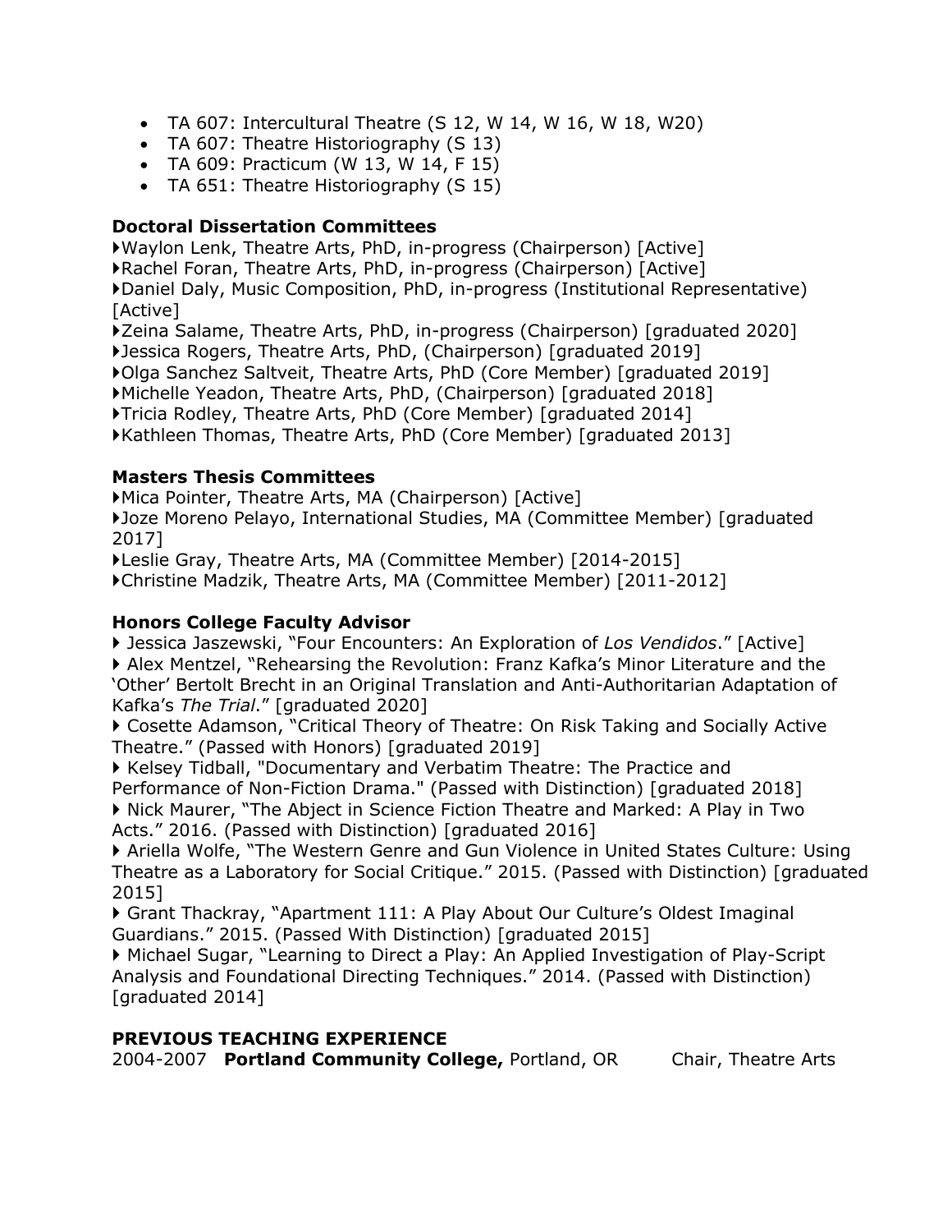- TA 607: Intercultural Theatre (S 12, W 14, W 16, W 18, W20)
- TA 607: Theatre Historiography (S 13)
- TA 609: Practicum (W 13, W 14, F 15)
- TA 651: Theatre Historiography (S 15)

**Doctoral Dissertation Committees**

▸Waylon Lenk, Theatre Arts, PhD, in-progress (Chairperson) [Active]
▸Rachel Foran, Theatre Arts, PhD, in-progress (Chairperson) [Active]
▸Daniel Daly, Music Composition, PhD, in-progress (Institutional Representative) [Active]
▸Zeina Salame, Theatre Arts, PhD, in-progress (Chairperson) [graduated 2020]
▸Jessica Rogers, Theatre Arts, PhD, (Chairperson) [graduated 2019]
▸Olga Sanchez Saltveit, Theatre Arts, PhD (Core Member) [graduated 2019]
▸Michelle Yeadon, Theatre Arts, PhD, (Chairperson) [graduated 2018]
▸Tricia Rodley, Theatre Arts, PhD (Core Member) [graduated 2014]
▸Kathleen Thomas, Theatre Arts, PhD (Core Member) [graduated 2013]

**Masters Thesis Committees**

▸Mica Pointer, Theatre Arts, MA (Chairperson) [Active]
▸Joze Moreno Pelayo, International Studies, MA (Committee Member) [graduated 2017]
▸Leslie Gray, Theatre Arts, MA (Committee Member) [2014-2015]
▸Christine Madzik, Theatre Arts, MA (Committee Member) [2011-2012]

**Honors College Faculty Advisor**

▸ Jessica Jaszewski, "Four Encounters: An Exploration of *Los Vendidos*." [Active]
▸ Alex Mentzel, "Rehearsing the Revolution: Franz Kafka's Minor Literature and the 'Other' Bertolt Brecht in an Original Translation and Anti-Authoritarian Adaptation of Kafka's *The Trial*." [graduated 2020]
▸ Cosette Adamson, "Critical Theory of Theatre: On Risk Taking and Socially Active Theatre." (Passed with Honors) [graduated 2019]
▸ Kelsey Tidball, "Documentary and Verbatim Theatre: The Practice and Performance of Non-Fiction Drama." (Passed with Distinction) [graduated 2018]
▸ Nick Maurer, "The Abject in Science Fiction Theatre and Marked: A Play in Two Acts." 2016. (Passed with Distinction) [graduated 2016]
▸ Ariella Wolfe, "The Western Genre and Gun Violence in United States Culture: Using Theatre as a Laboratory for Social Critique." 2015. (Passed with Distinction) [graduated 2015]
▸ Grant Thackray, "Apartment 111: A Play About Our Culture's Oldest Imaginal Guardians." 2015. (Passed With Distinction) [graduated 2015]
▸ Michael Sugar, "Learning to Direct a Play: An Applied Investigation of Play-Script Analysis and Foundational Directing Techniques." 2014. (Passed with Distinction) [graduated 2014]

**PREVIOUS TEACHING EXPERIENCE**

2004-2007 **Portland Community College,** Portland, OR Chair, Theatre Arts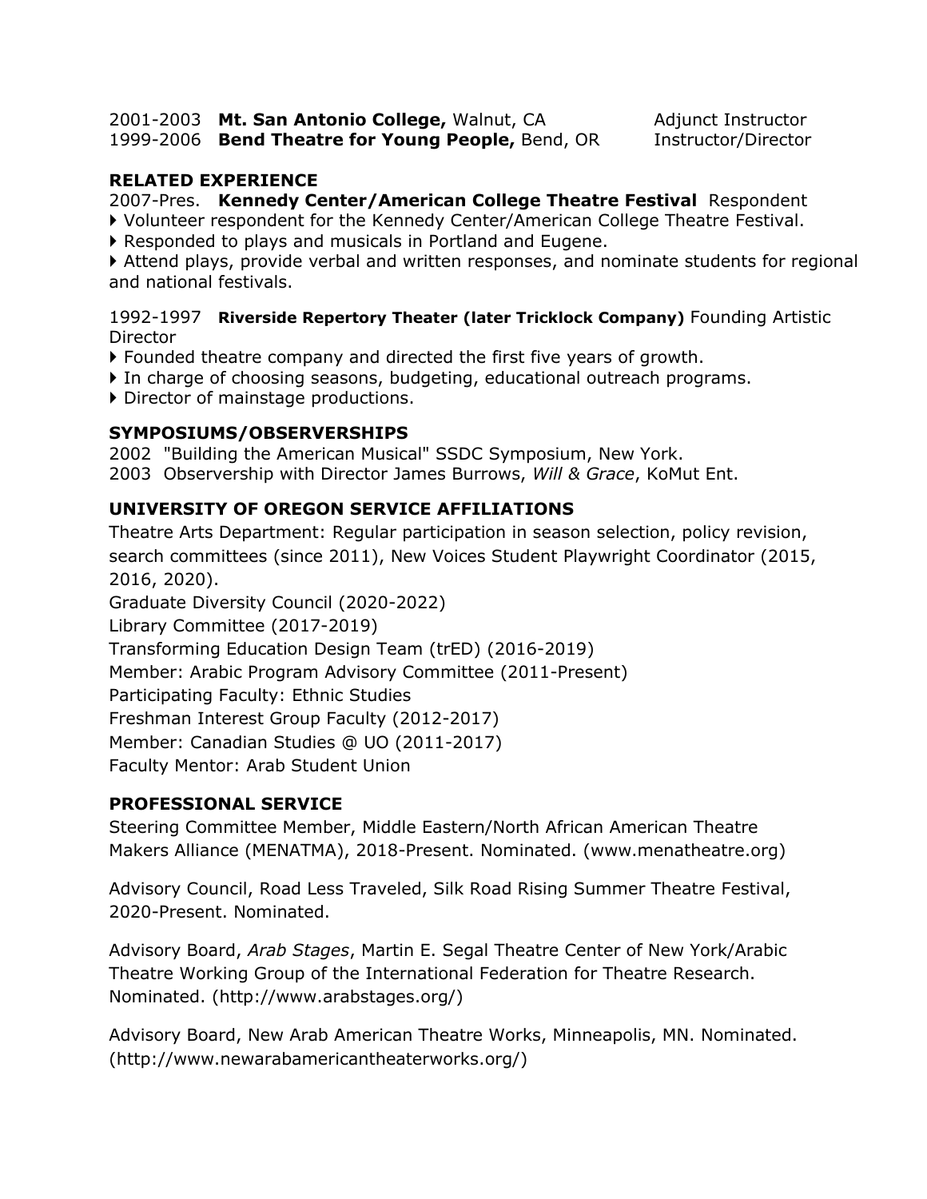2001-2003 **Mt. San Antonio College,** Walnut, CA Adjunct Instructor
1999-2006 **Bend Theatre for Young People,** Bend, OR Instructor/Director

## RELATED EXPERIENCE

2007-Pres. **Kennedy Center/American College Theatre Festival** Respondent

- Volunteer respondent for the Kennedy Center/American College Theatre Festival.
- Responded to plays and musicals in Portland and Eugene.
- Attend plays, provide verbal and written responses, and nominate students for regional and national festivals.

1992-1997 **Riverside Repertory Theater (later Tricklock Company)** Founding Artistic Director

- Founded theatre company and directed the first five years of growth.
- In charge of choosing seasons, budgeting, educational outreach programs.
- Director of mainstage productions.

## SYMPOSIUMS/OBSERVERSHIPS

2002 "Building the American Musical" SSDC Symposium, New York.
2003 Observership with Director James Burrows, *Will & Grace*, KoMut Ent.

## UNIVERSITY OF OREGON SERVICE AFFILIATIONS

Theatre Arts Department: Regular participation in season selection, policy revision, search committees (since 2011), New Voices Student Playwright Coordinator (2015, 2016, 2020).
Graduate Diversity Council (2020-2022)
Library Committee (2017-2019)
Transforming Education Design Team (trED) (2016-2019)
Member: Arabic Program Advisory Committee (2011-Present)
Participating Faculty: Ethnic Studies
Freshman Interest Group Faculty (2012-2017)
Member: Canadian Studies @ UO (2011-2017)
Faculty Mentor: Arab Student Union

## PROFESSIONAL SERVICE

Steering Committee Member, Middle Eastern/North African American Theatre Makers Alliance (MENATMA), 2018-Present. Nominated. (www.menatheatre.org)

Advisory Council, Road Less Traveled, Silk Road Rising Summer Theatre Festival, 2020-Present. Nominated.

Advisory Board, *Arab Stages*, Martin E. Segal Theatre Center of New York/Arabic Theatre Working Group of the International Federation for Theatre Research. Nominated. (http://www.arabstages.org/)

Advisory Board, New Arab American Theatre Works, Minneapolis, MN. Nominated. (http://www.newarabamericantheaterworks.org/)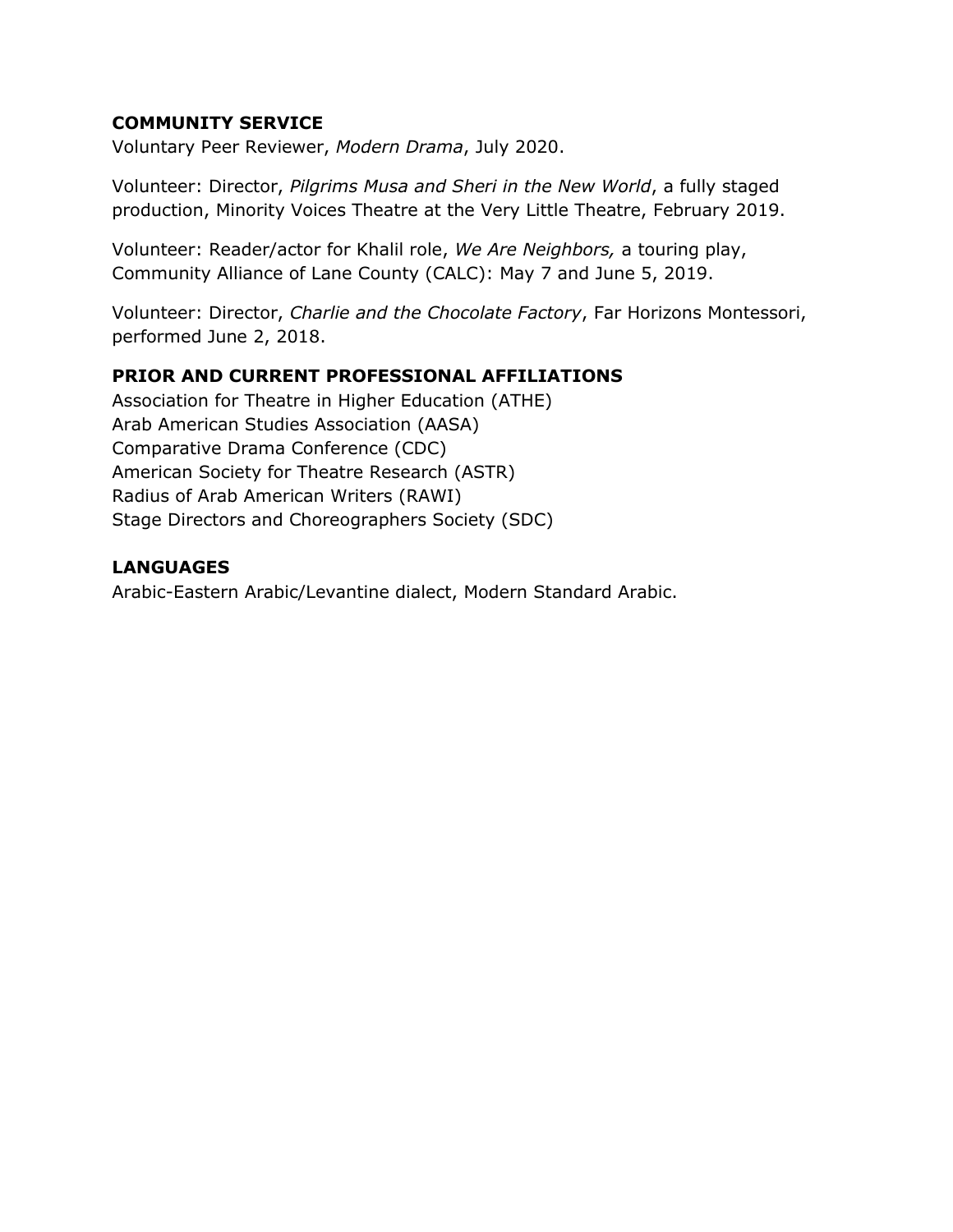## COMMUNITY SERVICE

Voluntary Peer Reviewer, *Modern Drama*, July 2020.

Volunteer: Director, *Pilgrims Musa and Sheri in the New World*, a fully staged production, Minority Voices Theatre at the Very Little Theatre, February 2019.

Volunteer: Reader/actor for Khalil role, *We Are Neighbors,* a touring play, Community Alliance of Lane County (CALC): May 7 and June 5, 2019.

Volunteer: Director, *Charlie and the Chocolate Factory*, Far Horizons Montessori, performed June 2, 2018.

## PRIOR AND CURRENT PROFESSIONAL AFFILIATIONS

Association for Theatre in Higher Education (ATHE)
Arab American Studies Association (AASA)
Comparative Drama Conference (CDC)
American Society for Theatre Research (ASTR)
Radius of Arab American Writers (RAWI)
Stage Directors and Choreographers Society (SDC)

## LANGUAGES

Arabic-Eastern Arabic/Levantine dialect, Modern Standard Arabic.